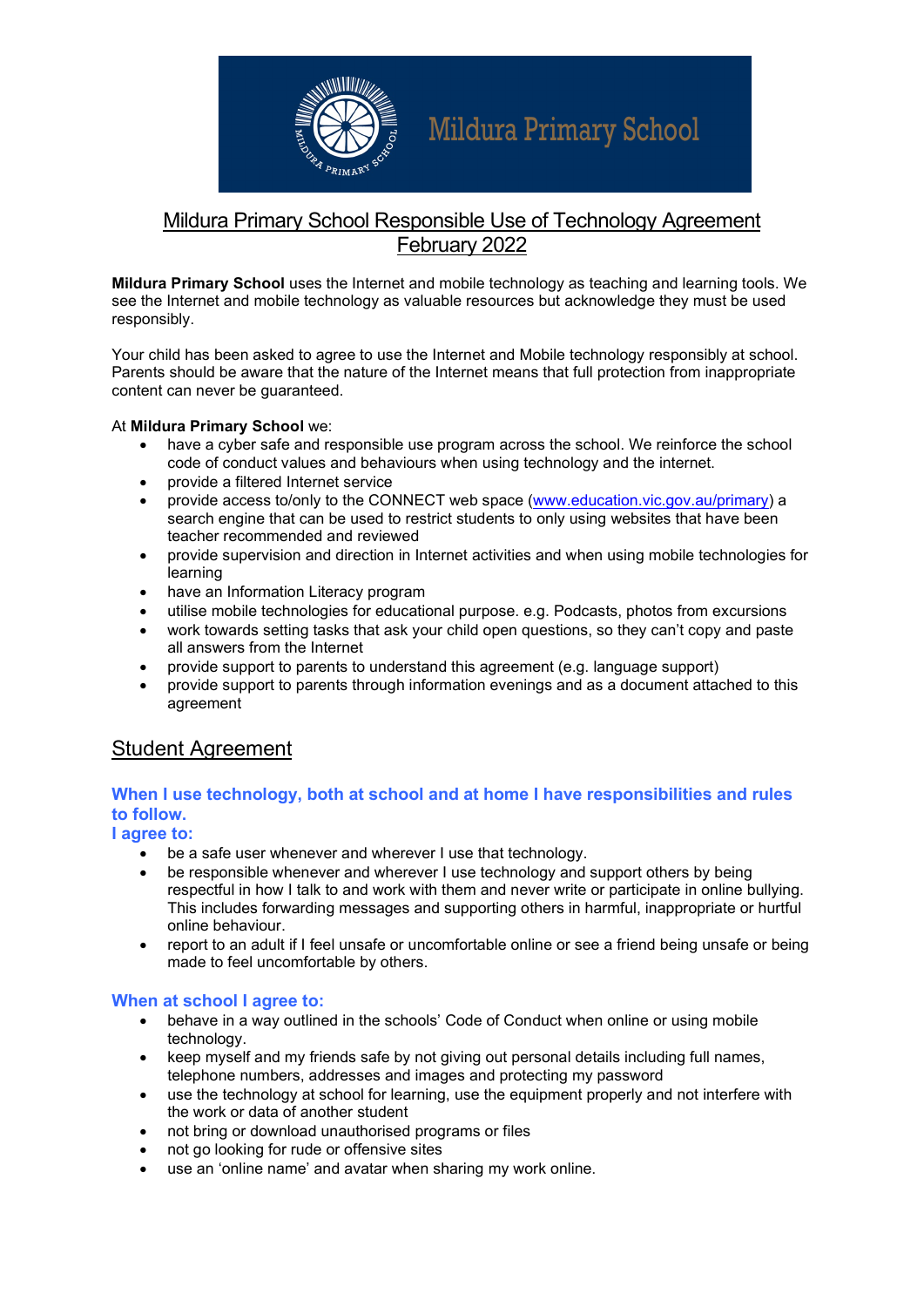Mildura Primary School

# Mildura Primary School Responsible Use of Technology Agreement February 2022

**Mildura Primary School** uses the Internet and mobile technology as teaching and learning tools. We see the Internet and mobile technology as valuable resources but acknowledge they must be used responsibly.

Your child has been asked to agree to use the Internet and Mobile technology responsibly at school. Parents should be aware that the nature of the Internet means that full protection from inappropriate content can never be guaranteed.

At **Mildura Primary School** we:

- have a cyber safe and responsible use program across the school. We reinforce the school code of conduct values and behaviours when using technology and the internet.
- provide a filtered Internet service
- provide access to/only to the CONNECT web space (www.education.vic.gov.au/primary) a search engine that can be used to restrict students to only using websites that have been teacher recommended and reviewed
- provide supervision and direction in Internet activities and when using mobile technologies for learning
- have an Information Literacy program
- utilise mobile technologies for educational purpose. e.g. Podcasts, photos from excursions
- work towards setting tasks that ask your child open questions, so they can't copy and paste all answers from the Internet
- provide support to parents to understand this agreement (e.g. language support)
- provide support to parents through information evenings and as a document attached to this agreement

## Student Agreement

### When I use technology, both at school and at home I have responsibilities and rules to follow.

### I agree to:

- be a safe user whenever and wherever I use that technology.
- be responsible whenever and wherever I use technology and support others by being respectful in how I talk to and work with them and never write or participate in online bullying. This includes forwarding messages and supporting others in harmful, inappropriate or hurtful online behaviour.
- report to an adult if I feel unsafe or uncomfortable online or see a friend being unsafe or being made to feel uncomfortable by others.

### When at school I agree to:

- behave in a way outlined in the schools' Code of Conduct when online or using mobile technology.
- keep myself and my friends safe by not giving out personal details including full names, telephone numbers, addresses and images and protecting my password
- use the technology at school for learning, use the equipment properly and not interfere with the work or data of another student
- not bring or download unauthorised programs or files
- not go looking for rude or offensive sites
- use an 'online name' and avatar when sharing my work online.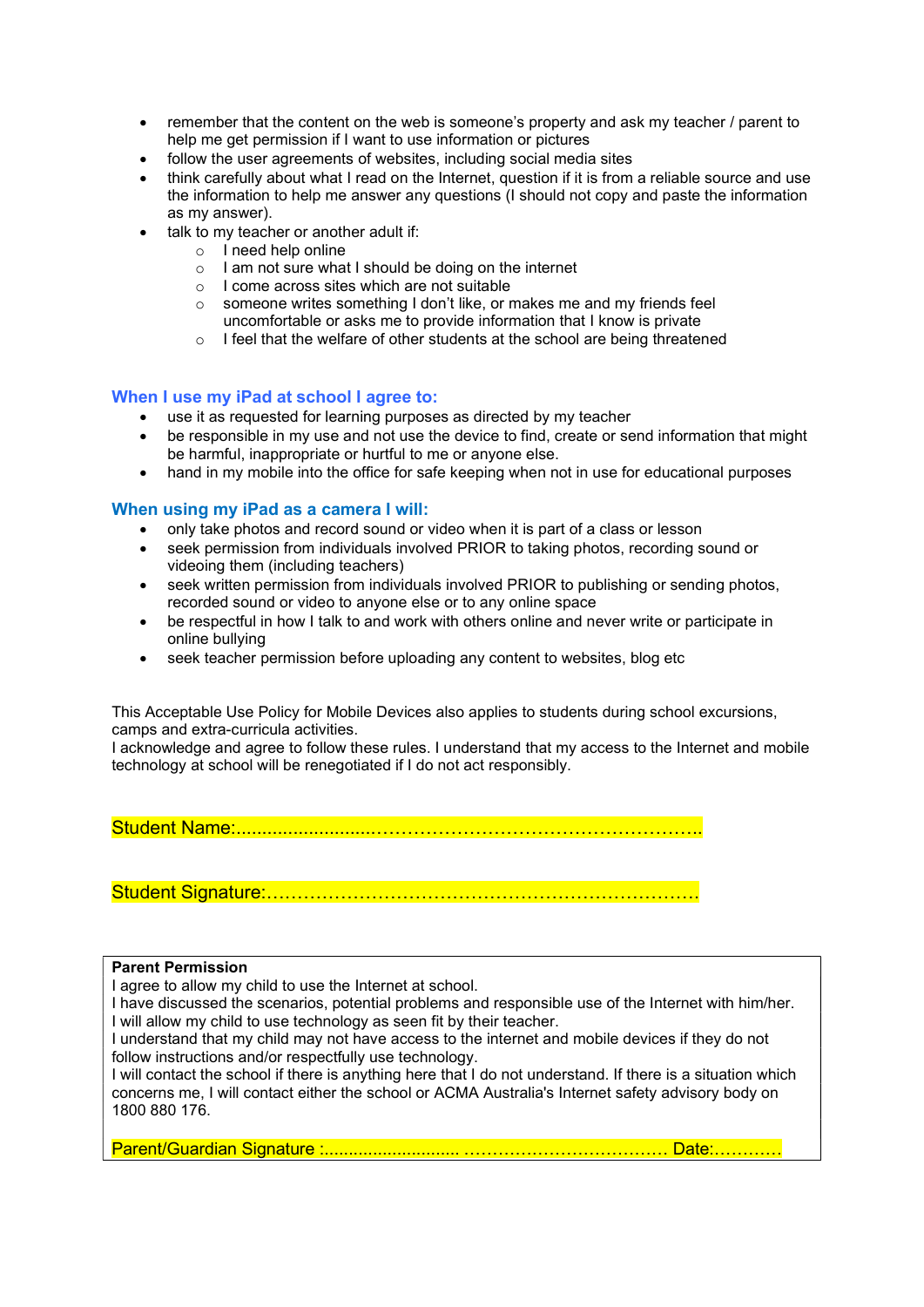- remember that the content on the web is someone's property and ask my teacher / parent to help me get permission if I want to use information or pictures
- follow the user agreements of websites, including social media sites
- think carefully about what I read on the Internet, question if it is from a reliable source and use the information to help me answer any questions (I should not copy and paste the information as my answer).
- talk to my teacher or another adult if:
  - I need help online
  - I am not sure what I should be doing on the internet
  - I come across sites which are not suitable
  - someone writes something I don't like, or makes me and my friends feel uncomfortable or asks me to provide information that I know is private
  - I feel that the welfare of other students at the school are being threatened

### When I use my iPad at school I agree to:

- use it as requested for learning purposes as directed by my teacher
- be responsible in my use and not use the device to find, create or send information that might be harmful, inappropriate or hurtful to me or anyone else.
- hand in my mobile into the office for safe keeping when not in use for educational purposes

### When using my iPad as a camera I will:

- only take photos and record sound or video when it is part of a class or lesson
- seek permission from individuals involved PRIOR to taking photos, recording sound or videoing them (including teachers)
- seek written permission from individuals involved PRIOR to publishing or sending photos, recorded sound or video to anyone else or to any online space
- be respectful in how I talk to and work with others online and never write or participate in online bullying
- seek teacher permission before uploading any content to websites, blog etc

This Acceptable Use Policy for Mobile Devices also applies to students during school excursions, camps and extra-curricula activities.
I acknowledge and agree to follow these rules. I understand that my access to the Internet and mobile technology at school will be renegotiated if I do not act responsibly.

Student Name:..........................……………………………………………..

Student Signature:……………………………………………………………

**Parent Permission**
I agree to allow my child to use the Internet at school.
I have discussed the scenarios, potential problems and responsible use of the Internet with him/her.
I will allow my child to use technology as seen fit by their teacher.
I understand that my child may not have access to the internet and mobile devices if they do not follow instructions and/or respectfully use technology.
I will contact the school if there is anything here that I do not understand. If there is a situation which concerns me, I will contact either the school or ACMA Australia's Internet safety advisory body on 1800 880 176.

Parent/Guardian Signature :........................... ……………………………… Date:…………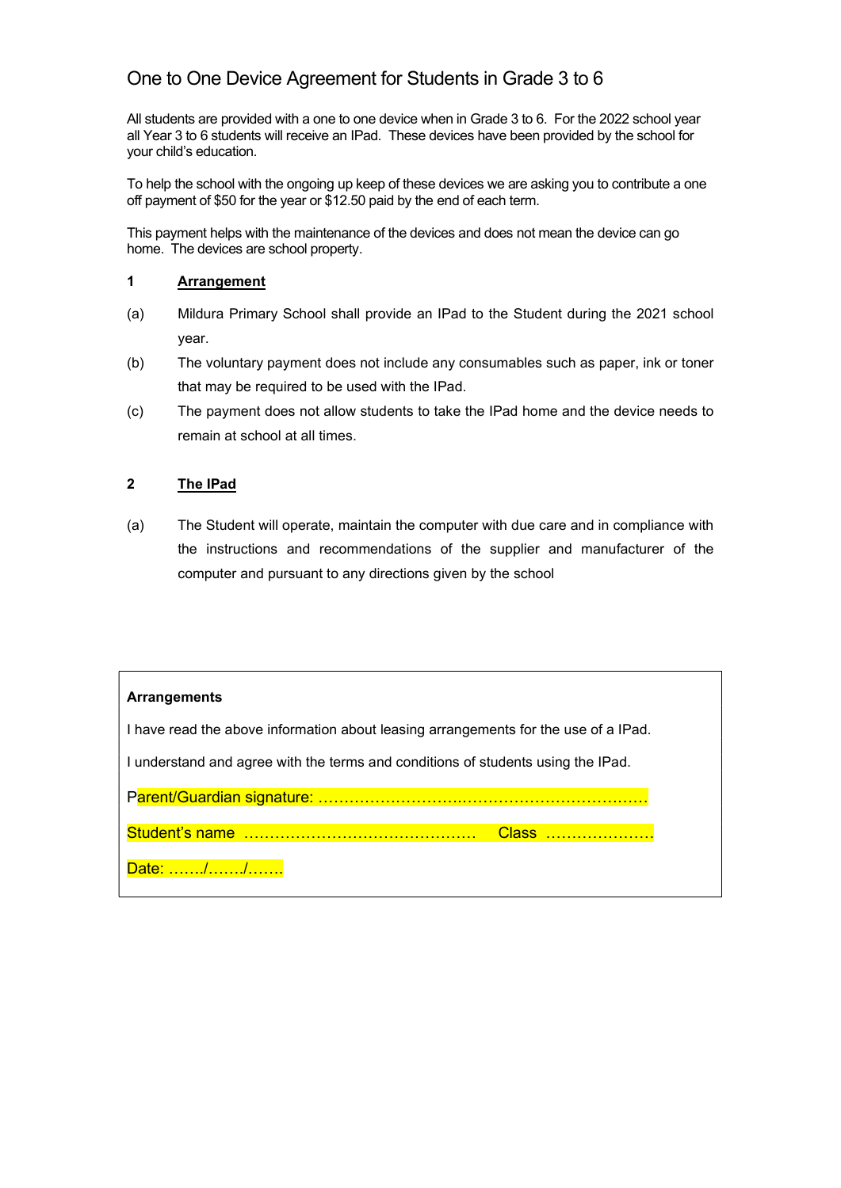# One to One Device Agreement for Students in Grade 3 to 6

All students are provided with a one to one device when in Grade 3 to 6. For the 2022 school year all Year 3 to 6 students will receive an IPad. These devices have been provided by the school for your child's education.

To help the school with the ongoing up keep of these devices we are asking you to contribute a one off payment of $50 for the year or $12.50 paid by the end of each term.

This payment helps with the maintenance of the devices and does not mean the device can go home. The devices are school property.

**1 Arrangement**

(a) Mildura Primary School shall provide an IPad to the Student during the 2021 school year.

(b) The voluntary payment does not include any consumables such as paper, ink or toner that may be required to be used with the IPad.

(c) The payment does not allow students to take the IPad home and the device needs to remain at school at all times.

**2 The IPad**

(a) The Student will operate, maintain the computer with due care and in compliance with the instructions and recommendations of the supplier and manufacturer of the computer and pursuant to any directions given by the school

---

**Arrangements**

I have read the above information about leasing arrangements for the use of a IPad.

I understand and agree with the terms and conditions of students using the IPad.

Parent/Guardian signature: ……………………………………………………………

Student's name ……………………………………… Class …………………

Date: ……./……./…….